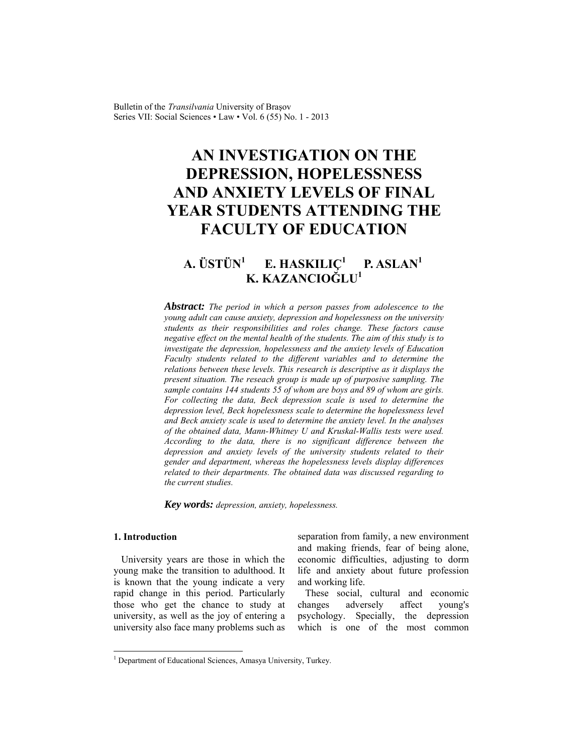# AN INVESTIGATION ON THE DEPRESSION, HOPELESSNESS AND ANXIETY LEVELS OF FINAL YEAR STUDENTS ATTENDING THE FACULTY OF EDUCATION

**A. ÜSTÜN[1] E. HASKILIÇ[1] P. ASLAN[1] K. KAZANCIOĞLU[1]**

***Abstract:*** *The period in which a person passes from adolescence to the young adult can cause anxiety, depression and hopelessness on the university students as their responsibilities and roles change. These factors cause negative effect on the mental health of the students. The aim of this study is to investigate the depression, hopelessness and the anxiety levels of Education Faculty students related to the different variables and to determine the relations between these levels. This research is descriptive as it displays the present situation. The reseach group is made up of purposive sampling. The sample contains 144 students 55 of whom are boys and 89 of whom are girls. For collecting the data, Beck depression scale is used to determine the depression level, Beck hopelessness scale to determine the hopelessness level and Beck anxiety scale is used to determine the anxiety level. In the analyses of the obtained data, Mann-Whitney U and Kruskal-Wallis tests were used. According to the data, there is no significant difference between the depression and anxiety levels of the university students related to their gender and department, whereas the hopelessness levels display differences related to their departments. The obtained data was discussed regarding to the current studies.*

***Key words:*** *depression, anxiety, hopelessness.*

## 1. Introduction

University years are those in which the young make the transition to adulthood. It is known that the young indicate a very rapid change in this period. Particularly those who get the chance to study at university, as well as the joy of entering a university also face many problems such as separation from family, a new environment and making friends, fear of being alone, economic difficulties, adjusting to dorm life and anxiety about future profession and working life.

These social, cultural and economic changes adversely affect young's psychology. Specially, the depression which is one of the most common

[1] Department of Educational Sciences, Amasya University, Turkey.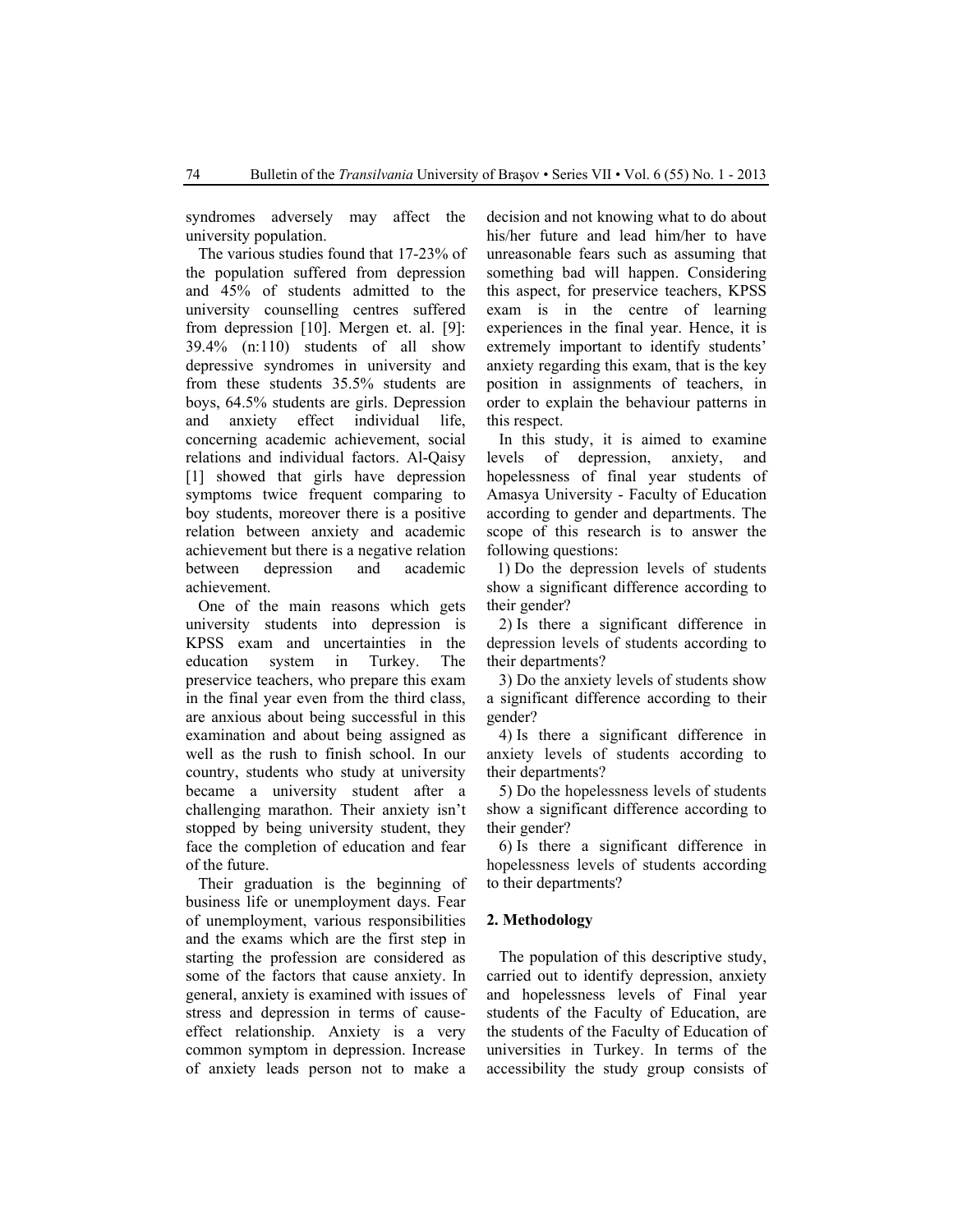syndromes adversely may affect the university population.

The various studies found that 17-23% of the population suffered from depression and 45% of students admitted to the university counselling centres suffered from depression [10]. Mergen et. al. [9]: 39.4% (n:110) students of all show depressive syndromes in university and from these students 35.5% students are boys, 64.5% students are girls. Depression and anxiety effect individual life, concerning academic achievement, social relations and individual factors. Al-Qaisy [1] showed that girls have depression symptoms twice frequent comparing to boy students, moreover there is a positive relation between anxiety and academic achievement but there is a negative relation between depression and academic achievement.

One of the main reasons which gets university students into depression is KPSS exam and uncertainties in the education system in Turkey. The preservice teachers, who prepare this exam in the final year even from the third class, are anxious about being successful in this examination and about being assigned as well as the rush to finish school. In our country, students who study at university became a university student after a challenging marathon. Their anxiety isn't stopped by being university student, they face the completion of education and fear of the future.

Their graduation is the beginning of business life or unemployment days. Fear of unemployment, various responsibilities and the exams which are the first step in starting the profession are considered as some of the factors that cause anxiety. In general, anxiety is examined with issues of stress and depression in terms of cause-effect relationship. Anxiety is a very common symptom in depression. Increase of anxiety leads person not to make a decision and not knowing what to do about his/her future and lead him/her to have unreasonable fears such as assuming that something bad will happen. Considering this aspect, for preservice teachers, KPSS exam is in the centre of learning experiences in the final year. Hence, it is extremely important to identify students' anxiety regarding this exam, that is the key position in assignments of teachers, in order to explain the behaviour patterns in this respect.

In this study, it is aimed to examine levels of depression, anxiety, and hopelessness of final year students of Amasya University - Faculty of Education according to gender and departments. The scope of this research is to answer the following questions:

1) Do the depression levels of students show a significant difference according to their gender?

2) Is there a significant difference in depression levels of students according to their departments?

3) Do the anxiety levels of students show a significant difference according to their gender?

4) Is there a significant difference in anxiety levels of students according to their departments?

5) Do the hopelessness levels of students show a significant difference according to their gender?

6) Is there a significant difference in hopelessness levels of students according to their departments?

## 2. Methodology

The population of this descriptive study, carried out to identify depression, anxiety and hopelessness levels of Final year students of the Faculty of Education, are the students of the Faculty of Education of universities in Turkey. In terms of the accessibility the study group consists of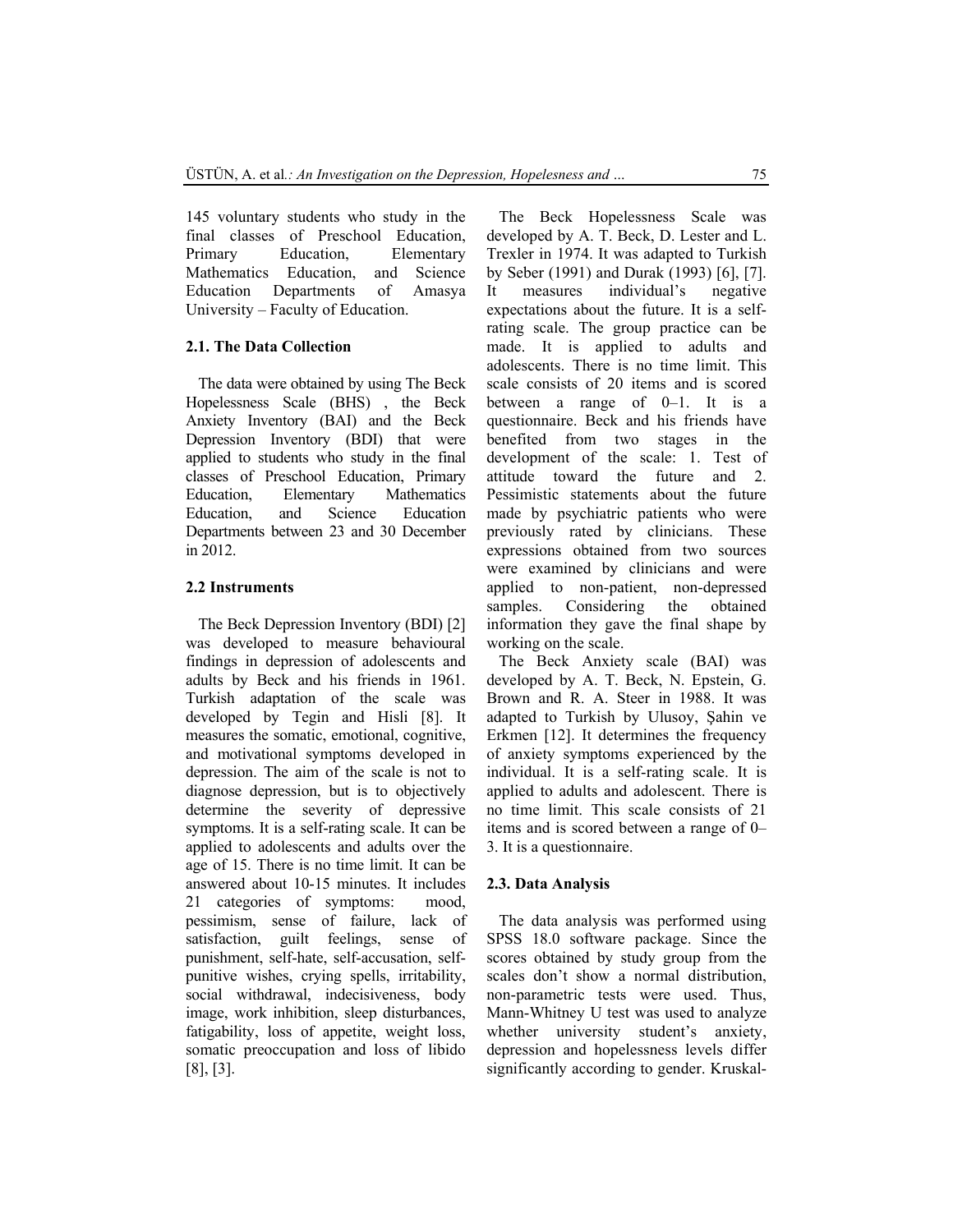145 voluntary students who study in the final classes of Preschool Education, Primary Education, Elementary Mathematics Education, and Science Education Departments of Amasya University – Faculty of Education.

### 2.1. The Data Collection

The data were obtained by using The Beck Hopelessness Scale (BHS) , the Beck Anxiety Inventory (BAI) and the Beck Depression Inventory (BDI) that were applied to students who study in the final classes of Preschool Education, Primary Education, Elementary Mathematics Education, and Science Education Departments between 23 and 30 December in 2012.

### 2.2 Instruments

The Beck Depression Inventory (BDI) [2] was developed to measure behavioural findings in depression of adolescents and adults by Beck and his friends in 1961. Turkish adaptation of the scale was developed by Tegin and Hisli [8]. It measures the somatic, emotional, cognitive, and motivational symptoms developed in depression. The aim of the scale is not to diagnose depression, but is to objectively determine the severity of depressive symptoms. It is a self-rating scale. It can be applied to adolescents and adults over the age of 15. There is no time limit. It can be answered about 10-15 minutes. It includes 21 categories of symptoms: mood, pessimism, sense of failure, lack of satisfaction, guilt feelings, sense of punishment, self-hate, self-accusation, self-punitive wishes, crying spells, irritability, social withdrawal, indecisiveness, body image, work inhibition, sleep disturbances, fatigability, loss of appetite, weight loss, somatic preoccupation and loss of libido [8], [3].

The Beck Hopelessness Scale was developed by A. T. Beck, D. Lester and L. Trexler in 1974. It was adapted to Turkish by Seber (1991) and Durak (1993) [6], [7]. It measures individual's negative expectations about the future. It is a self-rating scale. The group practice can be made. It is applied to adults and adolescents. There is no time limit. This scale consists of 20 items and is scored between a range of 0–1. It is a questionnaire. Beck and his friends have benefited from two stages in the development of the scale: 1. Test of attitude toward the future and 2. Pessimistic statements about the future made by psychiatric patients who were previously rated by clinicians. These expressions obtained from two sources were examined by clinicians and were applied to non-patient, non-depressed samples. Considering the obtained information they gave the final shape by working on the scale.

The Beck Anxiety scale (BAI) was developed by A. T. Beck, N. Epstein, G. Brown and R. A. Steer in 1988. It was adapted to Turkish by Ulusoy, Şahin ve Erkmen [12]. It determines the frequency of anxiety symptoms experienced by the individual. It is a self-rating scale. It is applied to adults and adolescent. There is no time limit. This scale consists of 21 items and is scored between a range of 0–3. It is a questionnaire.

### 2.3. Data Analysis

The data analysis was performed using SPSS 18.0 software package. Since the scores obtained by study group from the scales don't show a normal distribution, non-parametric tests were used. Thus, Mann-Whitney U test was used to analyze whether university student's anxiety, depression and hopelessness levels differ significantly according to gender. Kruskal-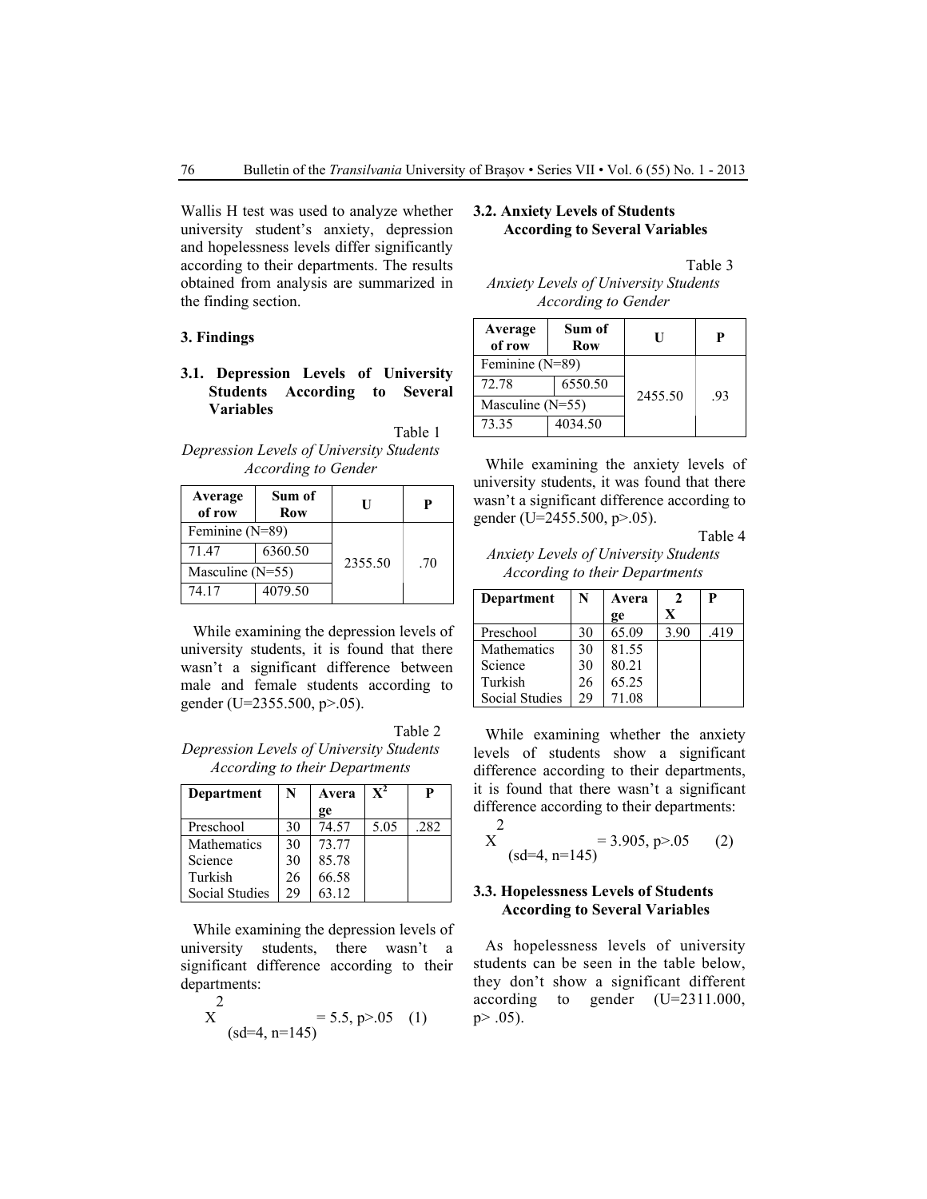Wallis H test was used to analyze whether university student's anxiety, depression and hopelessness levels differ significantly according to their departments. The results obtained from analysis are summarized in the finding section.

## 3. Findings

### 3.1. Depression Levels of University Students According to Several Variables

Table 1

*Depression Levels of University Students According to Gender*

| Average of row | Sum of Row | U | P |
|---|---|---|---|
| Feminine (N=89) | | 2355.50 | .70 |
| 71.47 | 6360.50 | | |
| Masculine (N=55) | | | |
| 74.17 | 4079.50 | | |

While examining the depression levels of university students, it is found that there wasn't a significant difference between male and female students according to gender (U=2355.500, p>.05).

Table 2

*Depression Levels of University Students According to their Departments*

| Department | N | Average | $X^2$ | P |
|---|---|---|---|---|
| Preschool | 30 | 74.57 | 5.05 | .282 |
| Mathematics | 30 | 73.77 | | |
| Science | 30 | 85.78 | | |
| Turkish | 26 | 66.58 | | |
| Social Studies | 29 | 63.12 | | |

While examining the depression levels of university students, there wasn't a significant difference according to their departments:

$$X^2_{(sd=4,\ n=145)} = 5.5,\ p>.05 \quad (1)$$

### 3.2. Anxiety Levels of Students According to Several Variables

Table 3

*Anxiety Levels of University Students According to Gender*

| Average of row | Sum of Row | U | P |
|---|---|---|---|
| Feminine (N=89) | | 2455.50 | .93 |
| 72.78 | 6550.50 | | |
| Masculine (N=55) | | | |
| 73.35 | 4034.50 | | |

While examining the anxiety levels of university students, it was found that there wasn't a significant difference according to gender (U=2455.500, p>.05).

Table 4

*Anxiety Levels of University Students According to their Departments*

| Department | N | Average | $X^2$ | P |
|---|---|---|---|---|
| Preschool | 30 | 65.09 | 3.90 | .419 |
| Mathematics | 30 | 81.55 | | |
| Science | 30 | 80.21 | | |
| Turkish | 26 | 65.25 | | |
| Social Studies | 29 | 71.08 | | |

While examining whether the anxiety levels of students show a significant difference according to their departments, it is found that there wasn't a significant difference according to their departments:

$$X^2_{(sd=4,\ n=145)} = 3.905,\ p>.05 \quad (2)$$

### 3.3. Hopelessness Levels of Students According to Several Variables

As hopelessness levels of university students can be seen in the table below, they don't show a significant different according to gender (U=2311.000, p> .05).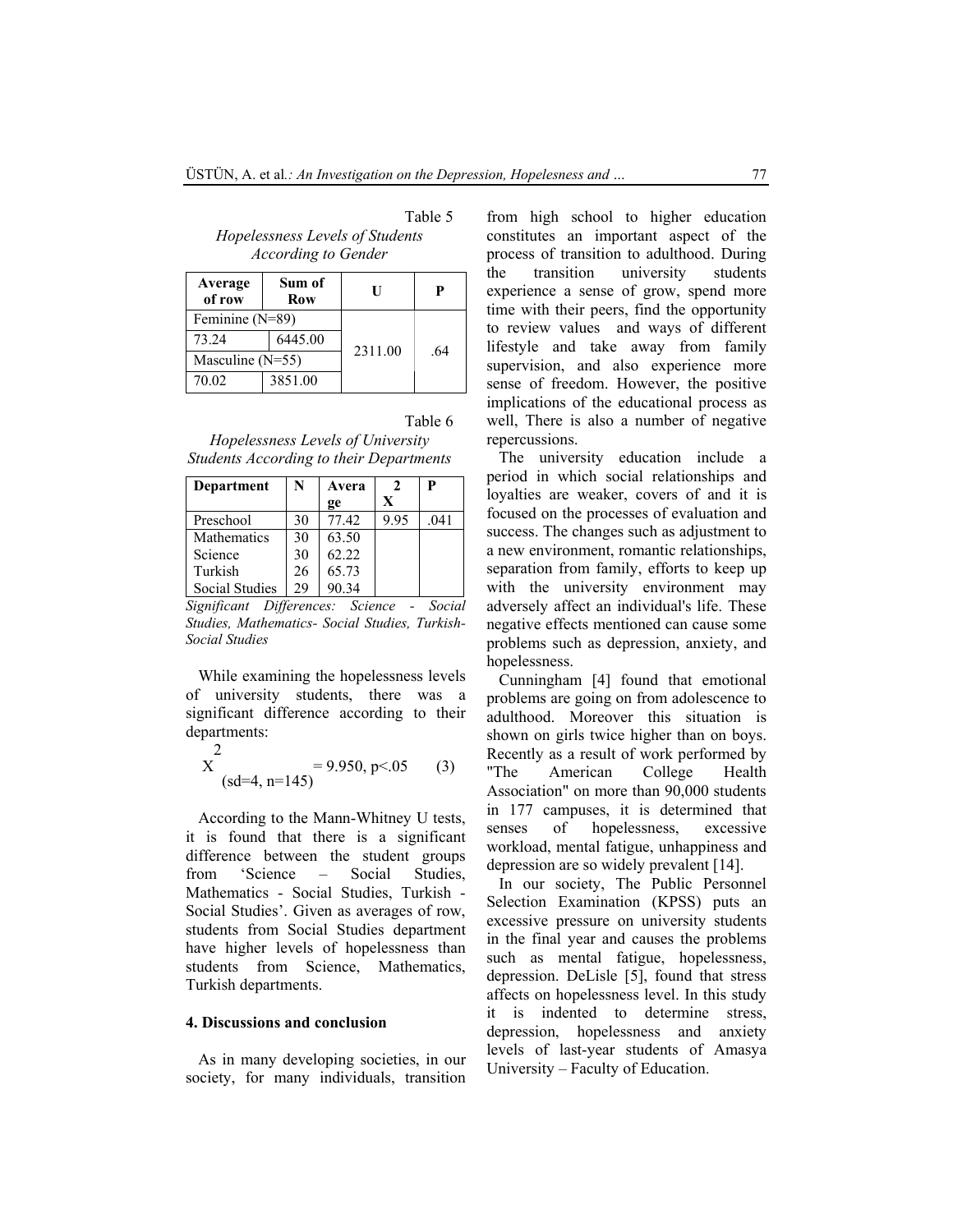Table 5

*Hopelessness Levels of Students According to Gender*

| Average of row | Sum of Row | U | P |
|---|---|---|---|
| Feminine (N=89) | | 2311.00 | .64 |
| 73.24 | 6445.00 | | |
| Masculine (N=55) | | | |
| 70.02 | 3851.00 | | |

Table 6

*Hopelessness Levels of University Students According to their Departments*

| Department | N | Average | $X^2$ | P |
|---|---|---|---|---|
| Preschool | 30 | 77.42 | 9.95 | .041 |
| Mathematics | 30 | 63.50 | | |
| Science | 30 | 62.22 | | |
| Turkish | 26 | 65.73 | | |
| Social Studies | 29 | 90.34 | | |

*Significant Differences: Science - Social Studies, Mathematics- Social Studies, Turkish-Social Studies*

While examining the hopelessness levels of university students, there was a significant difference according to their departments:

$$X^2_{(sd=4,\ n=145)} = 9.950,\ p<.05 \qquad (3)$$

According to the Mann-Whitney U tests, it is found that there is a significant difference between the student groups from 'Science – Social Studies, Mathematics - Social Studies, Turkish - Social Studies'. Given as averages of row, students from Social Studies department have higher levels of hopelessness than students from Science, Mathematics, Turkish departments.

## 4. Discussions and conclusion

As in many developing societies, in our society, for many individuals, transition from high school to higher education constitutes an important aspect of the process of transition to adulthood. During the transition university students experience a sense of grow, spend more time with their peers, find the opportunity to review values and ways of different lifestyle and take away from family supervision, and also experience more sense of freedom. However, the positive implications of the educational process as well, There is also a number of negative repercussions.

The university education include a period in which social relationships and loyalties are weaker, covers of and it is focused on the processes of evaluation and success. The changes such as adjustment to a new environment, romantic relationships, separation from family, efforts to keep up with the university environment may adversely affect an individual's life. These negative effects mentioned can cause some problems such as depression, anxiety, and hopelessness.

Cunningham [4] found that emotional problems are going on from adolescence to adulthood. Moreover this situation is shown on girls twice higher than on boys. Recently as a result of work performed by "The American College Health Association" on more than 90,000 students in 177 campuses, it is determined that senses of hopelessness, excessive workload, mental fatigue, unhappiness and depression are so widely prevalent [14].

In our society, The Public Personnel Selection Examination (KPSS) puts an excessive pressure on university students in the final year and causes the problems such as mental fatigue, hopelessness, depression. DeLisle [5], found that stress affects on hopelessness level. In this study it is indented to determine stress, depression, hopelessness and anxiety levels of last-year students of Amasya University – Faculty of Education.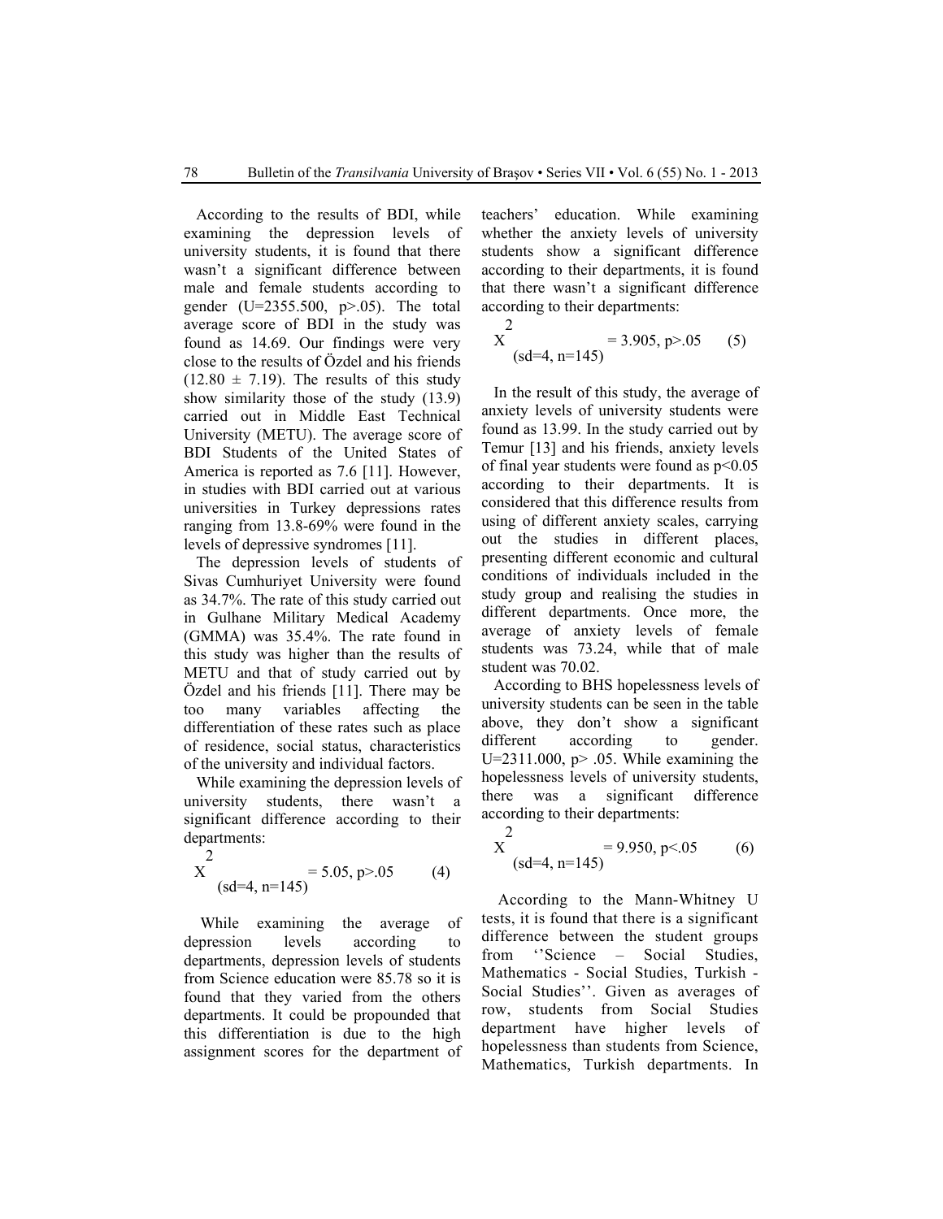According to the results of BDI, while examining the depression levels of university students, it is found that there wasn't a significant difference between male and female students according to gender (U=2355.500, p>.05). The total average score of BDI in the study was found as 14.69. Our findings were very close to the results of Özdel and his friends (12.80 ± 7.19). The results of this study show similarity those of the study (13.9) carried out in Middle East Technical University (METU). The average score of BDI Students of the United States of America is reported as 7.6 [11]. However, in studies with BDI carried out at various universities in Turkey depressions rates ranging from 13.8-69% were found in the levels of depressive syndromes [11].

The depression levels of students of Sivas Cumhuriyet University were found as 34.7%. The rate of this study carried out in Gulhane Military Medical Academy (GMMA) was 35.4%. The rate found in this study was higher than the results of METU and that of study carried out by Özdel and his friends [11]. There may be too many variables affecting the differentiation of these rates such as place of residence, social status, characteristics of the university and individual factors.

While examining the depression levels of university students, there wasn't a significant difference according to their departments:

$$X^2_{(sd=4,\ n=145)} = 5.05,\ p>.05 \qquad (4)$$

While examining the average of depression levels according to departments, depression levels of students from Science education were 85.78 so it is found that they varied from the others departments. It could be propounded that this differentiation is due to the high assignment scores for the department of teachers' education. While examining whether the anxiety levels of university students show a significant difference according to their departments, it is found that there wasn't a significant difference according to their departments:

$$X^2_{(sd=4,\ n=145)} = 3.905,\ p>.05 \qquad (5)$$

In the result of this study, the average of anxiety levels of university students were found as 13.99. In the study carried out by Temur [13] and his friends, anxiety levels of final year students were found as p<0.05 according to their departments. It is considered that this difference results from using of different anxiety scales, carrying out the studies in different places, presenting different economic and cultural conditions of individuals included in the study group and realising the studies in different departments. Once more, the average of anxiety levels of female students was 73.24, while that of male student was 70.02.

According to BHS hopelessness levels of university students can be seen in the table above, they don't show a significant different according to gender. U=2311.000, p> .05. While examining the hopelessness levels of university students, there was a significant difference according to their departments:

$$X^2_{(sd=4,\ n=145)} = 9.950,\ p<.05 \qquad (6)$$

According to the Mann-Whitney U tests, it is found that there is a significant difference between the student groups from ''Science – Social Studies, Mathematics - Social Studies, Turkish - Social Studies''. Given as averages of row, students from Social Studies department have higher levels of hopelessness than students from Science, Mathematics, Turkish departments. In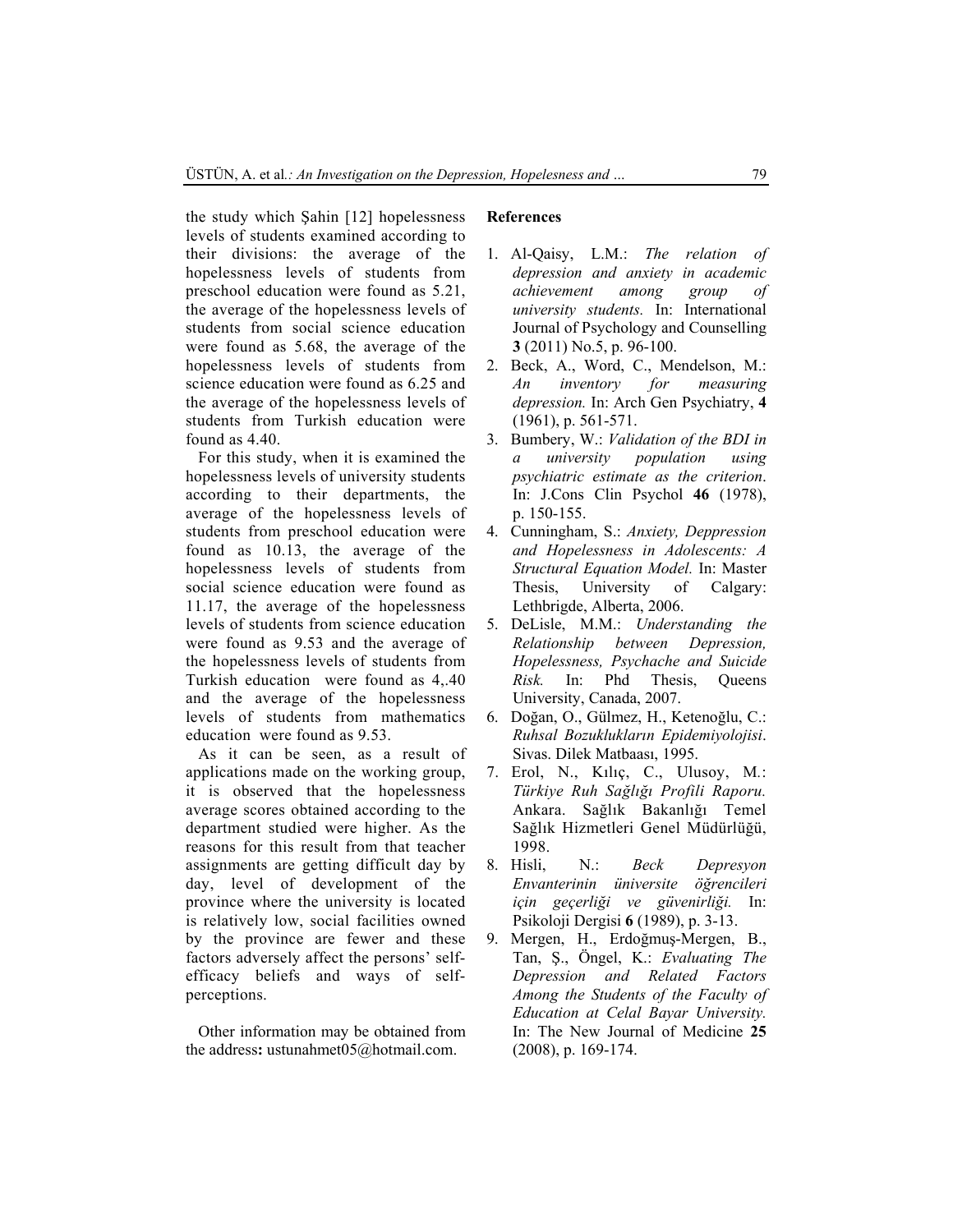the study which Şahin [12] hopelessness levels of students examined according to their divisions: the average of the hopelessness levels of students from preschool education were found as 5.21, the average of the hopelessness levels of students from social science education were found as 5.68, the average of the hopelessness levels of students from science education were found as 6.25 and the average of the hopelessness levels of students from Turkish education were found as 4.40.

For this study, when it is examined the hopelessness levels of university students according to their departments, the average of the hopelessness levels of students from preschool education were found as 10.13, the average of the hopelessness levels of students from social science education were found as 11.17, the average of the hopelessness levels of students from science education were found as 9.53 and the average of the hopelessness levels of students from Turkish education were found as 4,.40 and the average of the hopelessness levels of students from mathematics education were found as 9.53.

As it can be seen, as a result of applications made on the working group, it is observed that the hopelessness average scores obtained according to the department studied were higher. As the reasons for this result from that teacher assignments are getting difficult day by day, level of development of the province where the university is located is relatively low, social facilities owned by the province are fewer and these factors adversely affect the persons' self-efficacy beliefs and ways of self-perceptions.

Other information may be obtained from the address**:** ustunahmet05@hotmail.com.

**References**

1. Al-Qaisy, L.M.: *The relation of depression and anxiety in academic achievement among group of university students.* In: International Journal of Psychology and Counselling **3** (2011) No.5, p. 96-100.
2. Beck, A., Word, C., Mendelson, M.: *An inventory for measuring depression.* In: Arch Gen Psychiatry, **4** (1961), p. 561-571.
3. Bumbery, W.: *Validation of the BDI in a university population using psychiatric estimate as the criterion*. In: J.Cons Clin Psychol **46** (1978), p. 150-155.
4. Cunningham, S.: *Anxiety, Deppression and Hopelessness in Adolescents: A Structural Equation Model.* In: Master Thesis, University of Calgary: Lethbrigde, Alberta, 2006.
5. DeLisle, M.M.: *Understanding the Relationship between Depression, Hopelessness, Psychache and Suicide Risk.* In: Phd Thesis, Queens University, Canada, 2007.
6. Doğan, O., Gülmez, H., Ketenoğlu, C.: *Ruhsal Bozuklukların Epidemiyolojisi*. Sivas. Dilek Matbaası, 1995.
7. Erol, N., Kılıç, C., Ulusoy, M.: *Türkiye Ruh Sağlığı Profili Raporu.* Ankara. Sağlık Bakanlığı Temel Sağlık Hizmetleri Genel Müdürlüğü, 1998.
8. Hisli, N.: *Beck Depresyon Envanterinin üniversite öğrencileri için geçerliği ve güvenirliği.* In: Psikoloji Dergisi **6** (1989), p. 3-13.
9. Mergen, H., Erdoğmuş-Mergen, B., Tan, Ş., Öngel, K.: *Evaluating The Depression and Related Factors Among the Students of the Faculty of Education at Celal Bayar University.* In: The New Journal of Medicine **25** (2008), p. 169-174.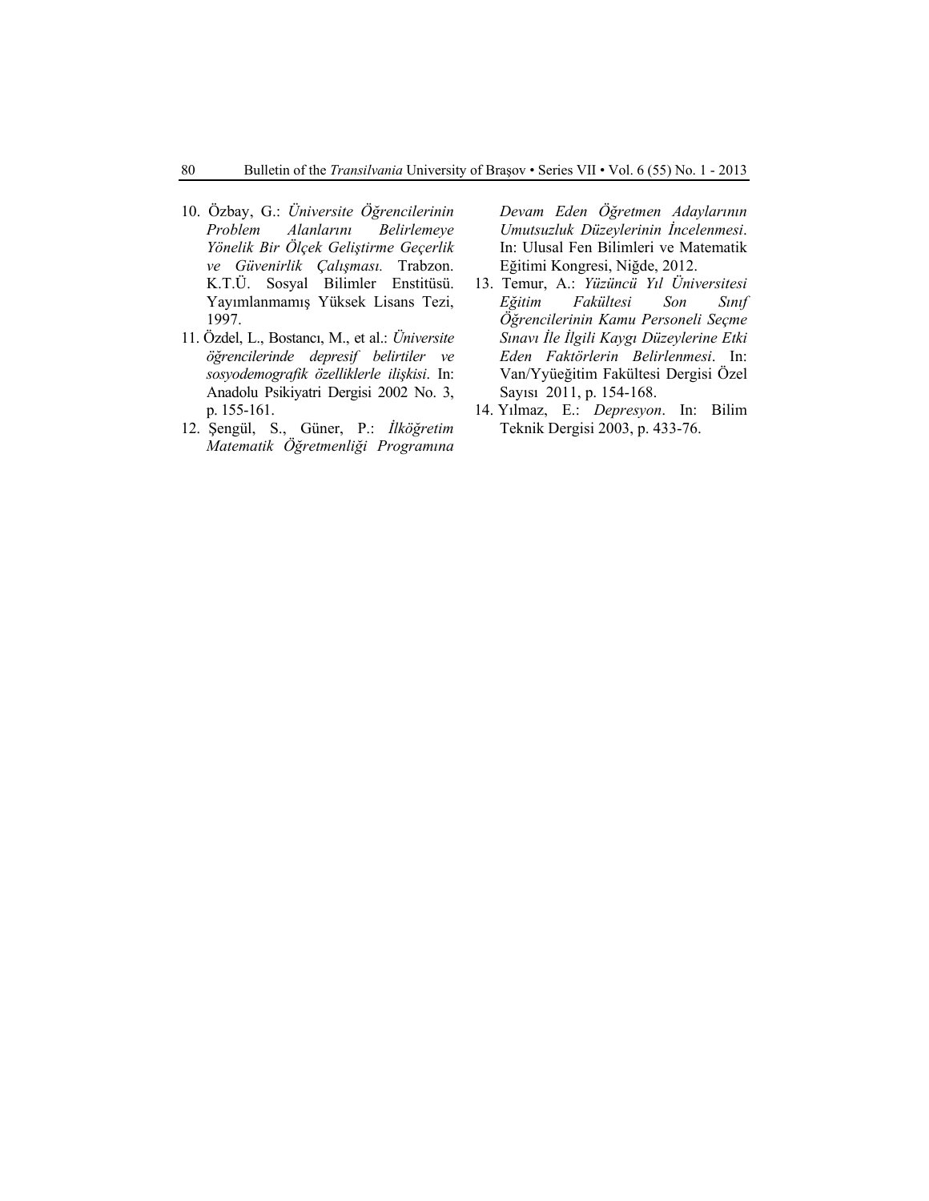10. Özbay, G.: *Üniversite Öğrencilerinin Problem Alanlarını Belirlemeye Yönelik Bir Ölçek Geliştirme Geçerlik ve Güvenirlik Çalışması.* Trabzon. K.T.Ü. Sosyal Bilimler Enstitüsü. Yayımlanmamış Yüksek Lisans Tezi, 1997.
11. Özdel, L., Bostancı, M., et al.: *Üniversite öğrencilerinde depresif belirtiler ve sosyodemografik özelliklerle ilişkisi*. In: Anadolu Psikiyatri Dergisi 2002 No. 3, p. 155-161.
12. Şengül, S., Güner, P.: *İlköğretim Matematik Öğretmenliği Programına Devam Eden Öğretmen Adaylarının Umutsuzluk Düzeylerinin İncelenmesi*. In: Ulusal Fen Bilimleri ve Matematik Eğitimi Kongresi, Niğde, 2012.
13. Temur, A.: *Yüzüncü Yıl Üniversitesi Eğitim Fakültesi Son Sınıf Öğrencilerinin Kamu Personeli Seçme Sınavı İle İlgili Kaygı Düzeylerine Etki Eden Faktörlerin Belirlenmesi*. In: Van/Yyüeğitim Fakültesi Dergisi Özel Sayısı 2011, p. 154-168.
14. Yılmaz, E.: *Depresyon*. In: Bilim Teknik Dergisi 2003, p. 433-76.